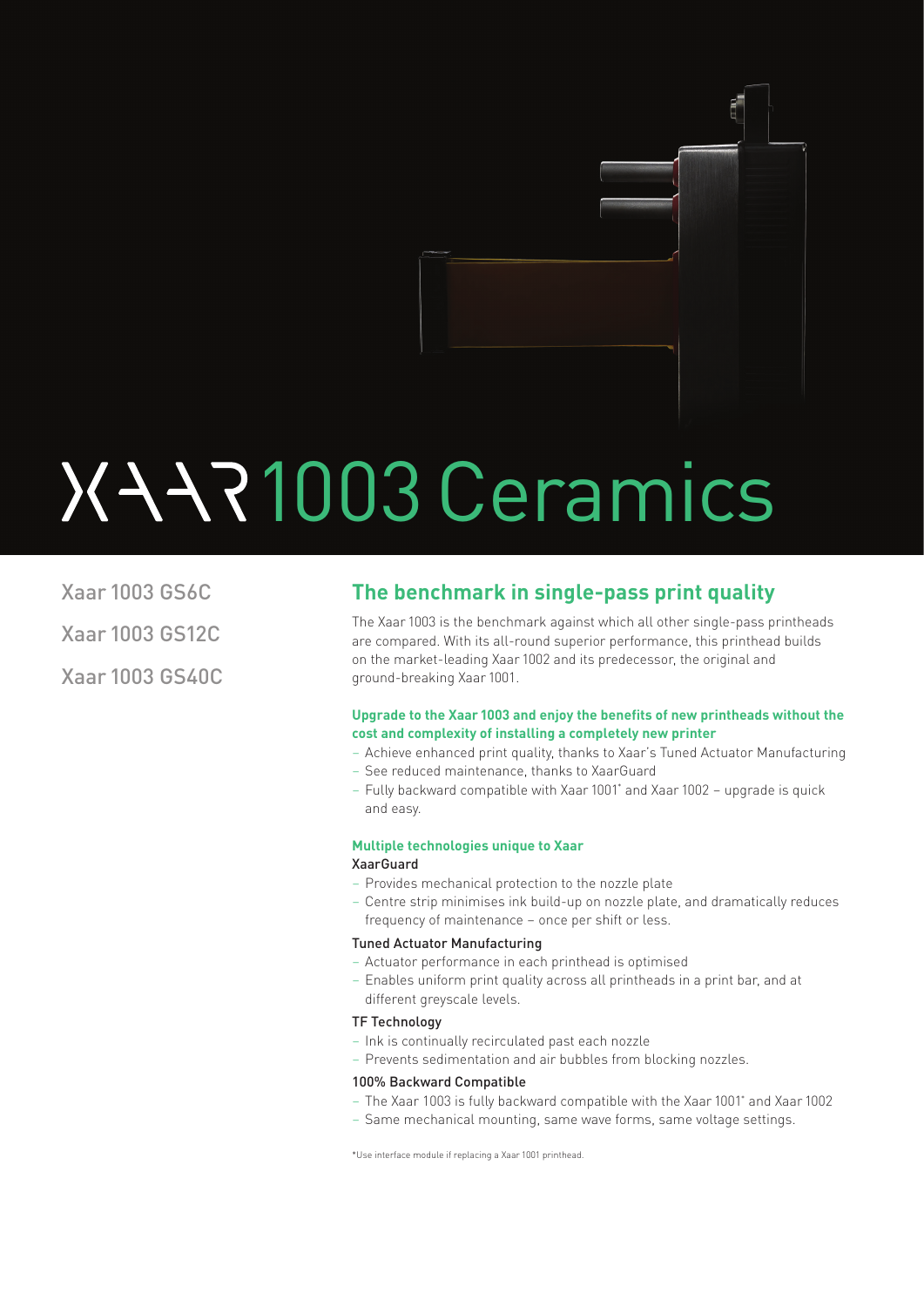# XAAR 1003 Ceramics

Xaar 1003 GS6C

Xaar 1003 GS12C

Xaar 1003 GS40C

## The benchmark in single-pass print quality

The Xaar 1003 is the benchmark against which all other single-pass printheads are compared. With its all-round superior performance, this printhead builds on the market-leading Xaar 1002 and its predecessor, the original and ground-breaking Xaar 1001.

### Upgrade to the Xaar 1003 and enjoy the benefits of new printheads without the cost and complexity of installing a completely new printer

- Achieve enhanced print quality, thanks to Xaar's Tuned Actuator Manufacturing
- See reduced maintenance, thanks to XaarGuard
- Fully backward compatible with Xaar 1001* and Xaar 1002 – upgrade is quick and easy.

### Multiple technologies unique to Xaar

**XaarGuard**

- Provides mechanical protection to the nozzle plate
- Centre strip minimises ink build-up on nozzle plate, and dramatically reduces frequency of maintenance – once per shift or less.

**Tuned Actuator Manufacturing**

- Actuator performance in each printhead is optimised
- Enables uniform print quality across all printheads in a print bar, and at different greyscale levels.

**TF Technology**

- Ink is continually recirculated past each nozzle
- Prevents sedimentation and air bubbles from blocking nozzles.

**100% Backward Compatible**

- The Xaar 1003 is fully backward compatible with the Xaar 1001* and Xaar 1002
- Same mechanical mounting, same wave forms, same voltage settings.

*Use interface module if replacing a Xaar 1001 printhead.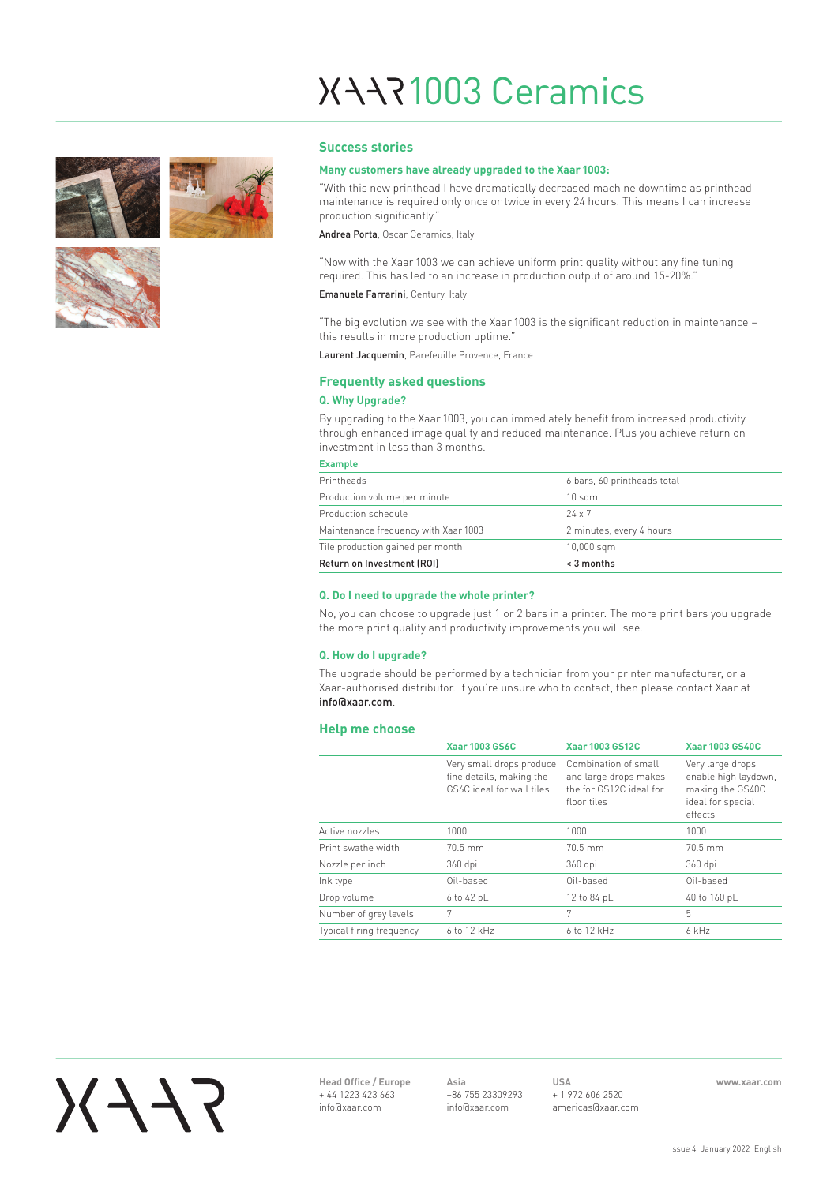# XAAR 1003 Ceramics

## Success stories

### Many customers have already upgraded to the Xaar 1003:

"With this new printhead I have dramatically decreased machine downtime as printhead maintenance is required only once or twice in every 24 hours. This means I can increase production significantly."

**Andrea Porta**, Oscar Ceramics, Italy

"Now with the Xaar 1003 we can achieve uniform print quality without any fine tuning required. This has led to an increase in production output of around 15-20%."

**Emanuele Farrarini**, Century, Italy

"The big evolution we see with the Xaar 1003 is the significant reduction in maintenance – this results in more production uptime."

**Laurent Jacquemin**, Parefeuille Provence, France

## Frequently asked questions

### Q. Why Upgrade?

By upgrading to the Xaar 1003, you can immediately benefit from increased productivity through enhanced image quality and reduced maintenance. Plus you achieve return on investment in less than 3 months.

**Example**

| | |
|---|---|
| Printheads | 6 bars, 60 printheads total |
| Production volume per minute | 10 sqm |
| Production schedule | 24 x 7 |
| Maintenance frequency with Xaar 1003 | 2 minutes, every 4 hours |
| Tile production gained per month | 10,000 sqm |
| **Return on Investment (ROI)** | **< 3 months** |

### Q. Do I need to upgrade the whole printer?

No, you can choose to upgrade just 1 or 2 bars in a printer. The more print bars you upgrade the more print quality and productivity improvements you will see.

### Q. How do I upgrade?

The upgrade should be performed by a technician from your printer manufacturer, or a Xaar-authorised distributor. If you're unsure who to contact, then please contact Xaar at info@xaar.com.

## Help me choose

| | Xaar 1003 GS6C | Xaar 1003 GS12C | Xaar 1003 GS40C |
|---|---|---|---|
| | Very small drops produce fine details, making the GS6C ideal for wall tiles | Combination of small and large drops makes the for GS12C ideal for floor tiles | Very large drops enable high laydown, making the GS40C ideal for special effects |
| Active nozzles | 1000 | 1000 | 1000 |
| Print swathe width | 70.5 mm | 70.5 mm | 70.5 mm |
| Nozzle per inch | 360 dpi | 360 dpi | 360 dpi |
| Ink type | Oil-based | Oil-based | Oil-based |
| Drop volume | 6 to 42 pL | 12 to 84 pL | 40 to 160 pL |
| Number of grey levels | 7 | 7 | 5 |
| Typical firing frequency | 6 to 12 kHz | 6 to 12 kHz | 6 kHz |

XAAR

**Head Office / Europe**
+ 44 1223 423 663
info@xaar.com

**Asia**
+86 755 23309293
info@xaar.com

**USA**
+ 1 972 606 2520
americas@xaar.com

**www.xaar.com**

Issue 4 January 2022 English